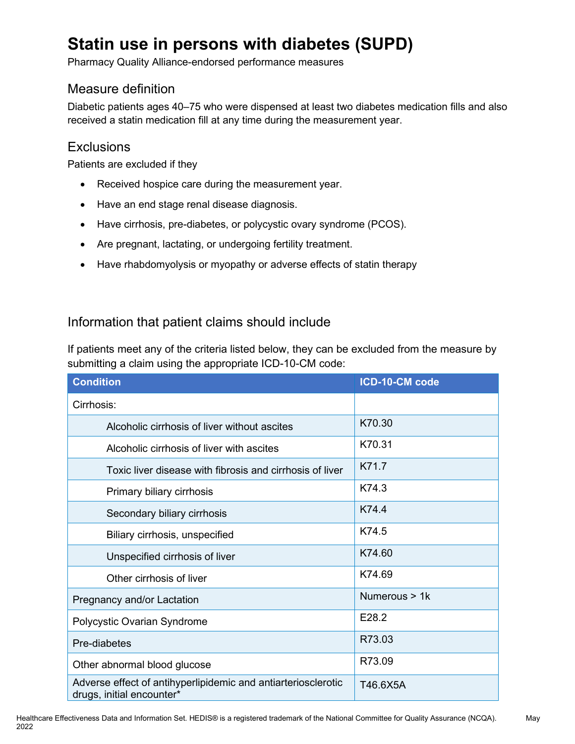# Statin use in persons with diabetes (SUPD)

Pharmacy Quality Alliance-endorsed performance measures

## Measure definition

Diabetic patients ages 40–75 who were dispensed at least two diabetes medication fills and also received a statin medication fill at any time during the measurement year.

## Exclusions

Patients are excluded if they

- Received hospice care during the measurement year.
- Have an end stage renal disease diagnosis.
- Have cirrhosis, pre-diabetes, or polycystic ovary syndrome (PCOS).
- Are pregnant, lactating, or undergoing fertility treatment.
- Have rhabdomyolysis or myopathy or adverse effects of statin therapy

## Information that patient claims should include

If patients meet any of the criteria listed below, they can be excluded from the measure by submitting a claim using the appropriate ICD-10-CM code:

| Condition | ICD-10-CM code |
| --- | --- |
| Cirrhosis: | |
| Alcoholic cirrhosis of liver without ascites | K70.30 |
| Alcoholic cirrhosis of liver with ascites | K70.31 |
| Toxic liver disease with fibrosis and cirrhosis of liver | K71.7 |
| Primary biliary cirrhosis | K74.3 |
| Secondary biliary cirrhosis | K74.4 |
| Biliary cirrhosis, unspecified | K74.5 |
| Unspecified cirrhosis of liver | K74.60 |
| Other cirrhosis of liver | K74.69 |
| Pregnancy and/or Lactation | Numerous > 1k |
| Polycystic Ovarian Syndrome | E28.2 |
| Pre-diabetes | R73.03 |
| Other abnormal blood glucose | R73.09 |
| Adverse effect of antihyperlipidemic and antiarteriosclerotic drugs, initial encounter* | T46.6X5A |

Healthcare Effectiveness Data and Information Set. HEDIS® is a registered trademark of the National Committee for Quality Assurance (NCQA). May 2022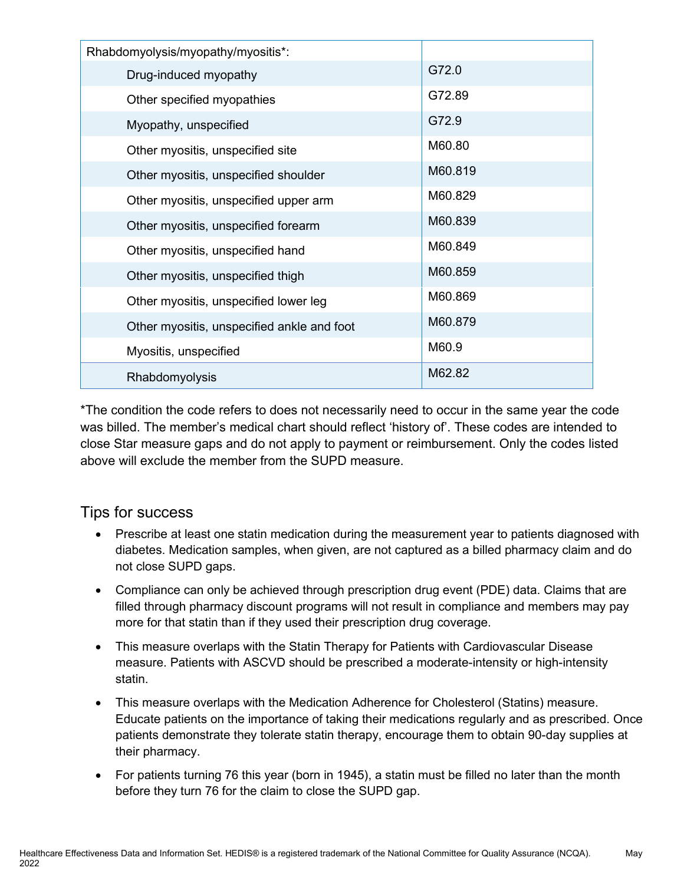| Rhabdomyolysis/myopathy/myositis*: | |
|---|---|
| Drug-induced myopathy | G72.0 |
| Other specified myopathies | G72.89 |
| Myopathy, unspecified | G72.9 |
| Other myositis, unspecified site | M60.80 |
| Other myositis, unspecified shoulder | M60.819 |
| Other myositis, unspecified upper arm | M60.829 |
| Other myositis, unspecified forearm | M60.839 |
| Other myositis, unspecified hand | M60.849 |
| Other myositis, unspecified thigh | M60.859 |
| Other myositis, unspecified lower leg | M60.869 |
| Other myositis, unspecified ankle and foot | M60.879 |
| Myositis, unspecified | M60.9 |
| Rhabdomyolysis | M62.82 |

*The condition the code refers to does not necessarily need to occur in the same year the code was billed. The member's medical chart should reflect 'history of'. These codes are intended to close Star measure gaps and do not apply to payment or reimbursement. Only the codes listed above will exclude the member from the SUPD measure.

## Tips for success

- Prescribe at least one statin medication during the measurement year to patients diagnosed with diabetes. Medication samples, when given, are not captured as a billed pharmacy claim and do not close SUPD gaps.
- Compliance can only be achieved through prescription drug event (PDE) data. Claims that are filled through pharmacy discount programs will not result in compliance and members may pay more for that statin than if they used their prescription drug coverage.
- This measure overlaps with the Statin Therapy for Patients with Cardiovascular Disease measure. Patients with ASCVD should be prescribed a moderate-intensity or high-intensity statin.
- This measure overlaps with the Medication Adherence for Cholesterol (Statins) measure. Educate patients on the importance of taking their medications regularly and as prescribed. Once patients demonstrate they tolerate statin therapy, encourage them to obtain 90-day supplies at their pharmacy.
- For patients turning 76 this year (born in 1945), a statin must be filled no later than the month before they turn 76 for the claim to close the SUPD gap.

Healthcare Effectiveness Data and Information Set. HEDIS® is a registered trademark of the National Committee for Quality Assurance (NCQA). May 2022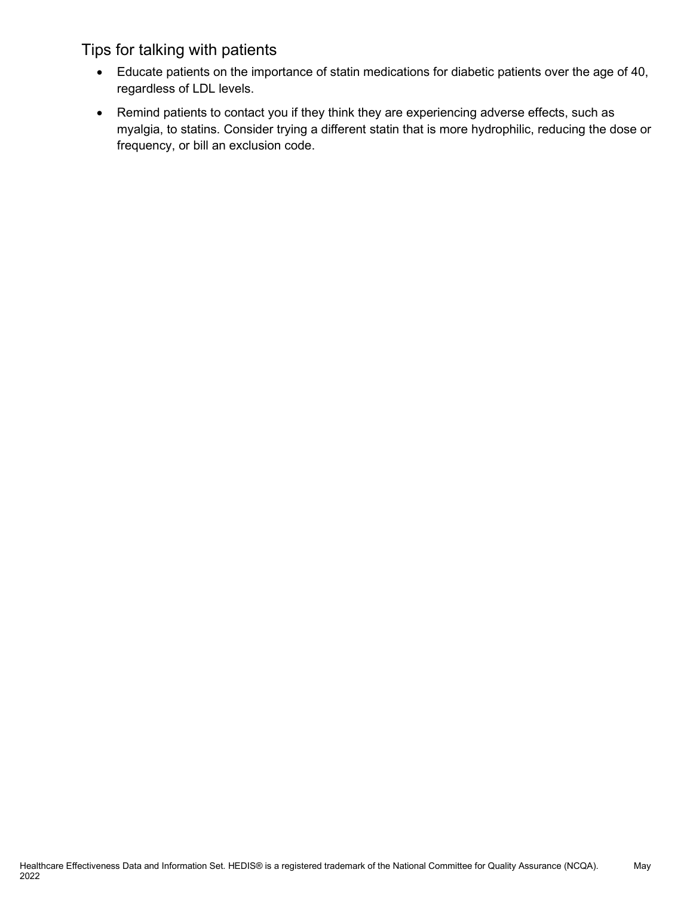## Tips for talking with patients

- Educate patients on the importance of statin medications for diabetic patients over the age of 40, regardless of LDL levels.
- Remind patients to contact you if they think they are experiencing adverse effects, such as myalgia, to statins. Consider trying a different statin that is more hydrophilic, reducing the dose or frequency, or bill an exclusion code.